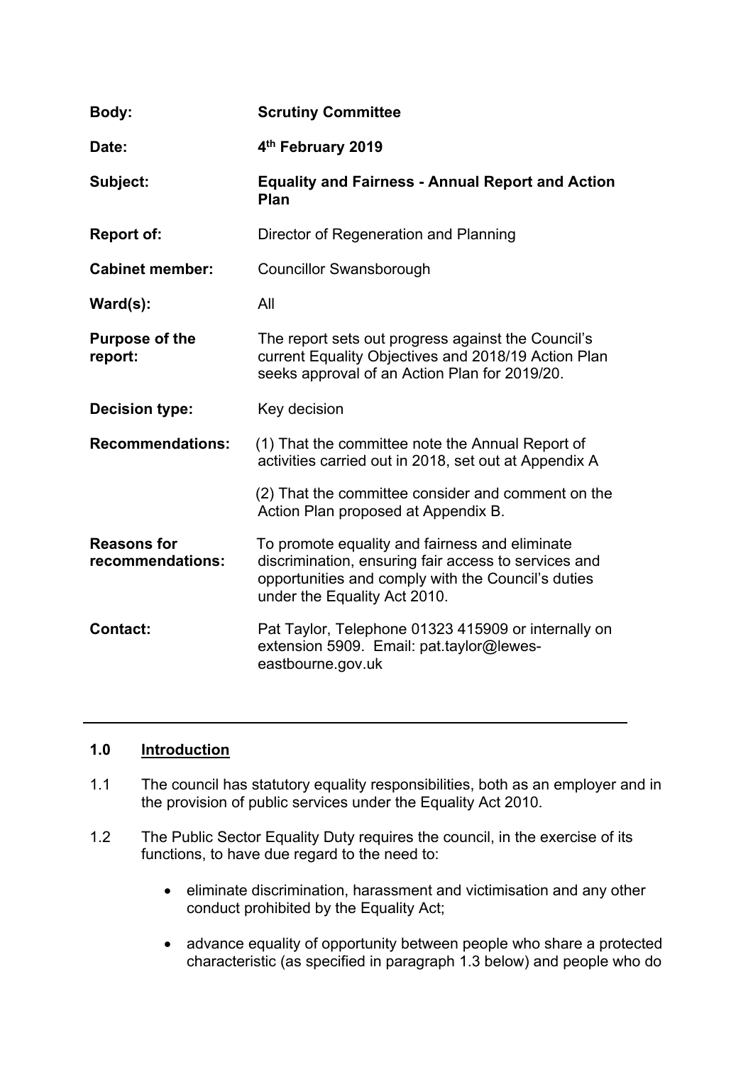| | |
|---|---|
| **Body:** | **Scrutiny Committee** |
| **Date:** | **4th February 2019** |
| **Subject:** | **Equality and Fairness - Annual Report and Action Plan** |
| **Report of:** | Director of Regeneration and Planning |
| **Cabinet member:** | Councillor Swansborough |
| **Ward(s):** | All |
| **Purpose of the report:** | The report sets out progress against the Council's current Equality Objectives and 2018/19 Action Plan seeks approval of an Action Plan for 2019/20. |
| **Decision type:** | Key decision |
| **Recommendations:** | (1) That the committee note the Annual Report of activities carried out in 2018, set out at Appendix A<br><br>(2) That the committee consider and comment on the Action Plan proposed at Appendix B. |
| **Reasons for recommendations:** | To promote equality and fairness and eliminate discrimination, ensuring fair access to services and opportunities and comply with the Council's duties under the Equality Act 2010. |
| **Contact:** | Pat Taylor, Telephone 01323 415909 or internally on extension 5909. Email: pat.taylor@lewes-eastbourne.gov.uk |

---

## 1.0 Introduction

1.1 The council has statutory equality responsibilities, both as an employer and in the provision of public services under the Equality Act 2010.

1.2 The Public Sector Equality Duty requires the council, in the exercise of its functions, to have due regard to the need to:

- eliminate discrimination, harassment and victimisation and any other conduct prohibited by the Equality Act;
- advance equality of opportunity between people who share a protected characteristic (as specified in paragraph 1.3 below) and people who do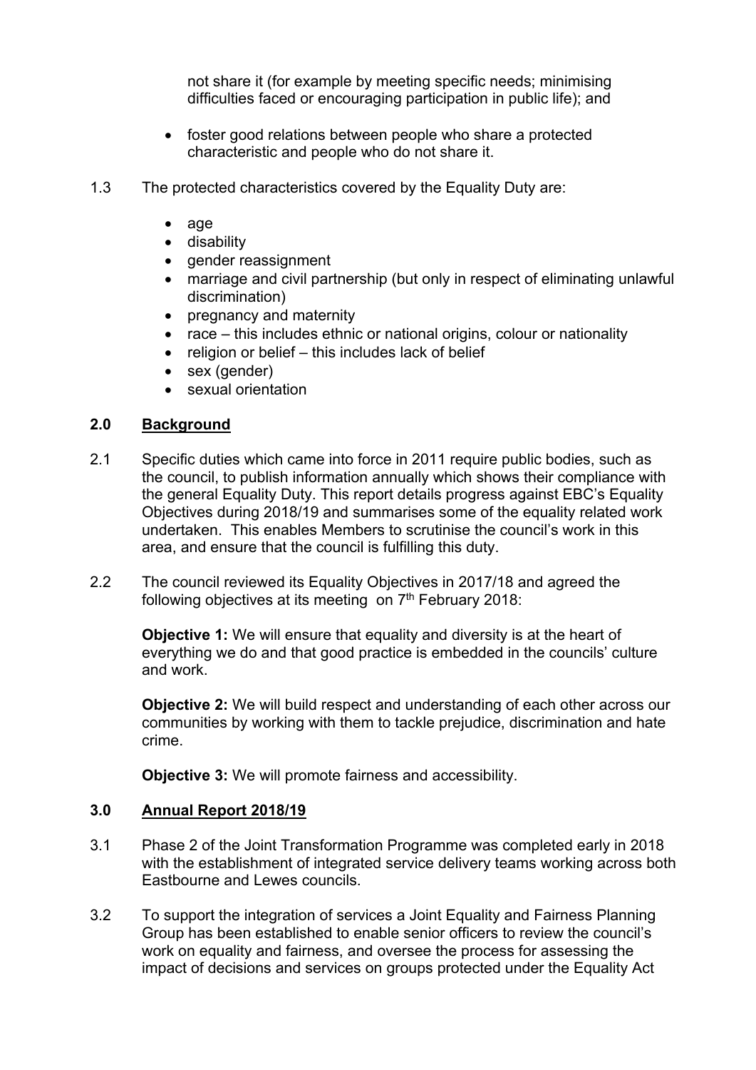not share it (for example by meeting specific needs; minimising difficulties faced or encouraging participation in public life); and

- foster good relations between people who share a protected characteristic and people who do not share it.

1.3 The protected characteristics covered by the Equality Duty are:

- age
- disability
- gender reassignment
- marriage and civil partnership (but only in respect of eliminating unlawful discrimination)
- pregnancy and maternity
- race – this includes ethnic or national origins, colour or nationality
- religion or belief – this includes lack of belief
- sex (gender)
- sexual orientation

## 2.0 Background

2.1 Specific duties which came into force in 2011 require public bodies, such as the council, to publish information annually which shows their compliance with the general Equality Duty. This report details progress against EBC's Equality Objectives during 2018/19 and summarises some of the equality related work undertaken. This enables Members to scrutinise the council's work in this area, and ensure that the council is fulfilling this duty.

2.2 The council reviewed its Equality Objectives in 2017/18 and agreed the following objectives at its meeting on 7th February 2018:

**Objective 1:** We will ensure that equality and diversity is at the heart of everything we do and that good practice is embedded in the councils' culture and work.

**Objective 2:** We will build respect and understanding of each other across our communities by working with them to tackle prejudice, discrimination and hate crime.

**Objective 3:** We will promote fairness and accessibility.

## 3.0 Annual Report 2018/19

3.1 Phase 2 of the Joint Transformation Programme was completed early in 2018 with the establishment of integrated service delivery teams working across both Eastbourne and Lewes councils.

3.2 To support the integration of services a Joint Equality and Fairness Planning Group has been established to enable senior officers to review the council's work on equality and fairness, and oversee the process for assessing the impact of decisions and services on groups protected under the Equality Act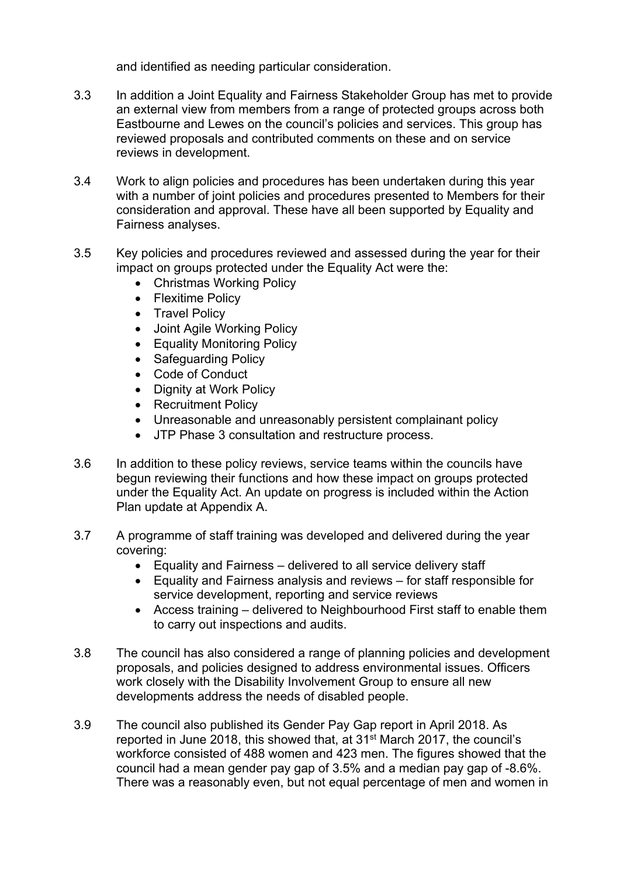and identified as needing particular consideration.

3.3 In addition a Joint Equality and Fairness Stakeholder Group has met to provide an external view from members from a range of protected groups across both Eastbourne and Lewes on the council's policies and services. This group has reviewed proposals and contributed comments on these and on service reviews in development.

3.4 Work to align policies and procedures has been undertaken during this year with a number of joint policies and procedures presented to Members for their consideration and approval. These have all been supported by Equality and Fairness analyses.

3.5 Key policies and procedures reviewed and assessed during the year for their impact on groups protected under the Equality Act were the:

- Christmas Working Policy
- Flexitime Policy
- Travel Policy
- Joint Agile Working Policy
- Equality Monitoring Policy
- Safeguarding Policy
- Code of Conduct
- Dignity at Work Policy
- Recruitment Policy
- Unreasonable and unreasonably persistent complainant policy
- JTP Phase 3 consultation and restructure process.

3.6 In addition to these policy reviews, service teams within the councils have begun reviewing their functions and how these impact on groups protected under the Equality Act. An update on progress is included within the Action Plan update at Appendix A.

3.7 A programme of staff training was developed and delivered during the year covering:

- Equality and Fairness – delivered to all service delivery staff
- Equality and Fairness analysis and reviews – for staff responsible for service development, reporting and service reviews
- Access training – delivered to Neighbourhood First staff to enable them to carry out inspections and audits.

3.8 The council has also considered a range of planning policies and development proposals, and policies designed to address environmental issues. Officers work closely with the Disability Involvement Group to ensure all new developments address the needs of disabled people.

3.9 The council also published its Gender Pay Gap report in April 2018. As reported in June 2018, this showed that, at 31st March 2017, the council's workforce consisted of 488 women and 423 men. The figures showed that the council had a mean gender pay gap of 3.5% and a median pay gap of -8.6%. There was a reasonably even, but not equal percentage of men and women in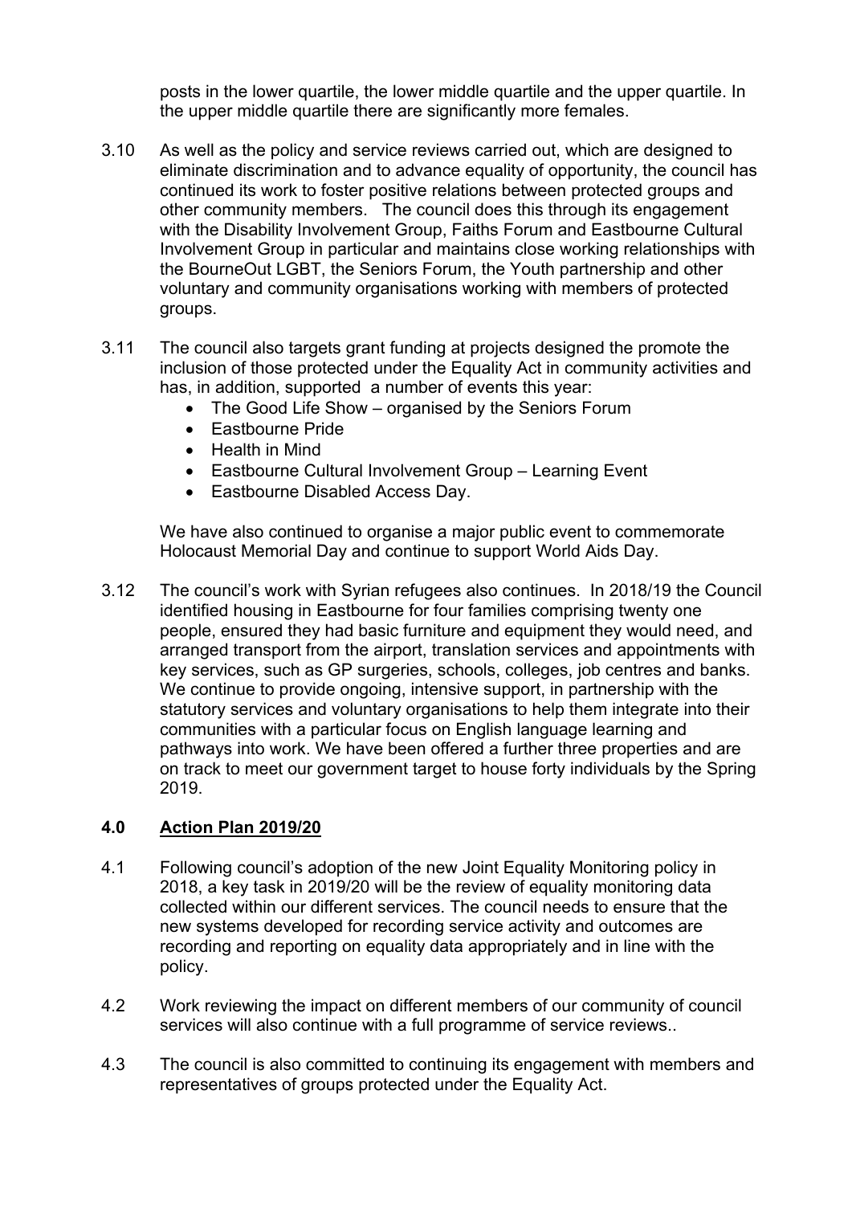posts in the lower quartile, the lower middle quartile and the upper quartile. In the upper middle quartile there are significantly more females.

3.10 As well as the policy and service reviews carried out, which are designed to eliminate discrimination and to advance equality of opportunity, the council has continued its work to foster positive relations between protected groups and other community members. The council does this through its engagement with the Disability Involvement Group, Faiths Forum and Eastbourne Cultural Involvement Group in particular and maintains close working relationships with the BourneOut LGBT, the Seniors Forum, the Youth partnership and other voluntary and community organisations working with members of protected groups.

3.11 The council also targets grant funding at projects designed the promote the inclusion of those protected under the Equality Act in community activities and has, in addition, supported a number of events this year:

- The Good Life Show – organised by the Seniors Forum
- Eastbourne Pride
- Health in Mind
- Eastbourne Cultural Involvement Group – Learning Event
- Eastbourne Disabled Access Day.

We have also continued to organise a major public event to commemorate Holocaust Memorial Day and continue to support World Aids Day.

3.12 The council's work with Syrian refugees also continues. In 2018/19 the Council identified housing in Eastbourne for four families comprising twenty one people, ensured they had basic furniture and equipment they would need, and arranged transport from the airport, translation services and appointments with key services, such as GP surgeries, schools, colleges, job centres and banks. We continue to provide ongoing, intensive support, in partnership with the statutory services and voluntary organisations to help them integrate into their communities with a particular focus on English language learning and pathways into work. We have been offered a further three properties and are on track to meet our government target to house forty individuals by the Spring 2019.

## 4.0 Action Plan 2019/20

4.1 Following council's adoption of the new Joint Equality Monitoring policy in 2018, a key task in 2019/20 will be the review of equality monitoring data collected within our different services. The council needs to ensure that the new systems developed for recording service activity and outcomes are recording and reporting on equality data appropriately and in line with the policy.

4.2 Work reviewing the impact on different members of our community of council services will also continue with a full programme of service reviews..

4.3 The council is also committed to continuing its engagement with members and representatives of groups protected under the Equality Act.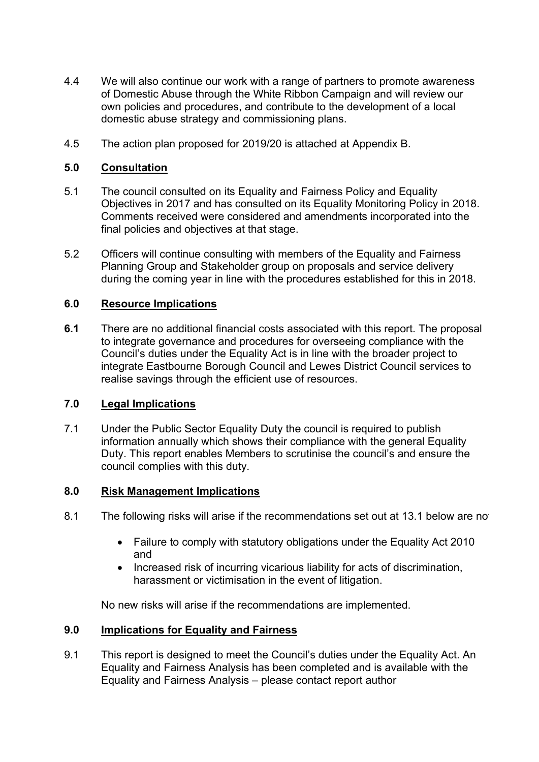4.4 We will also continue our work with a range of partners to promote awareness of Domestic Abuse through the White Ribbon Campaign and will review our own policies and procedures, and contribute to the development of a local domestic abuse strategy and commissioning plans.

4.5 The action plan proposed for 2019/20 is attached at Appendix B.

## 5.0 Consultation

5.1 The council consulted on its Equality and Fairness Policy and Equality Objectives in 2017 and has consulted on its Equality Monitoring Policy in 2018. Comments received were considered and amendments incorporated into the final policies and objectives at that stage.

5.2 Officers will continue consulting with members of the Equality and Fairness Planning Group and Stakeholder group on proposals and service delivery during the coming year in line with the procedures established for this in 2018.

## 6.0 Resource Implications

**6.1** There are no additional financial costs associated with this report. The proposal to integrate governance and procedures for overseeing compliance with the Council's duties under the Equality Act is in line with the broader project to integrate Eastbourne Borough Council and Lewes District Council services to realise savings through the efficient use of resources.

## 7.0 Legal Implications

7.1 Under the Public Sector Equality Duty the council is required to publish information annually which shows their compliance with the general Equality Duty. This report enables Members to scrutinise the council's and ensure the council complies with this duty.

## 8.0 Risk Management Implications

8.1 The following risks will arise if the recommendations set out at 13.1 below are no

- Failure to comply with statutory obligations under the Equality Act 2010 and
- Increased risk of incurring vicarious liability for acts of discrimination, harassment or victimisation in the event of litigation.

No new risks will arise if the recommendations are implemented.

## 9.0 Implications for Equality and Fairness

9.1 This report is designed to meet the Council's duties under the Equality Act. An Equality and Fairness Analysis has been completed and is available with the Equality and Fairness Analysis – please contact report author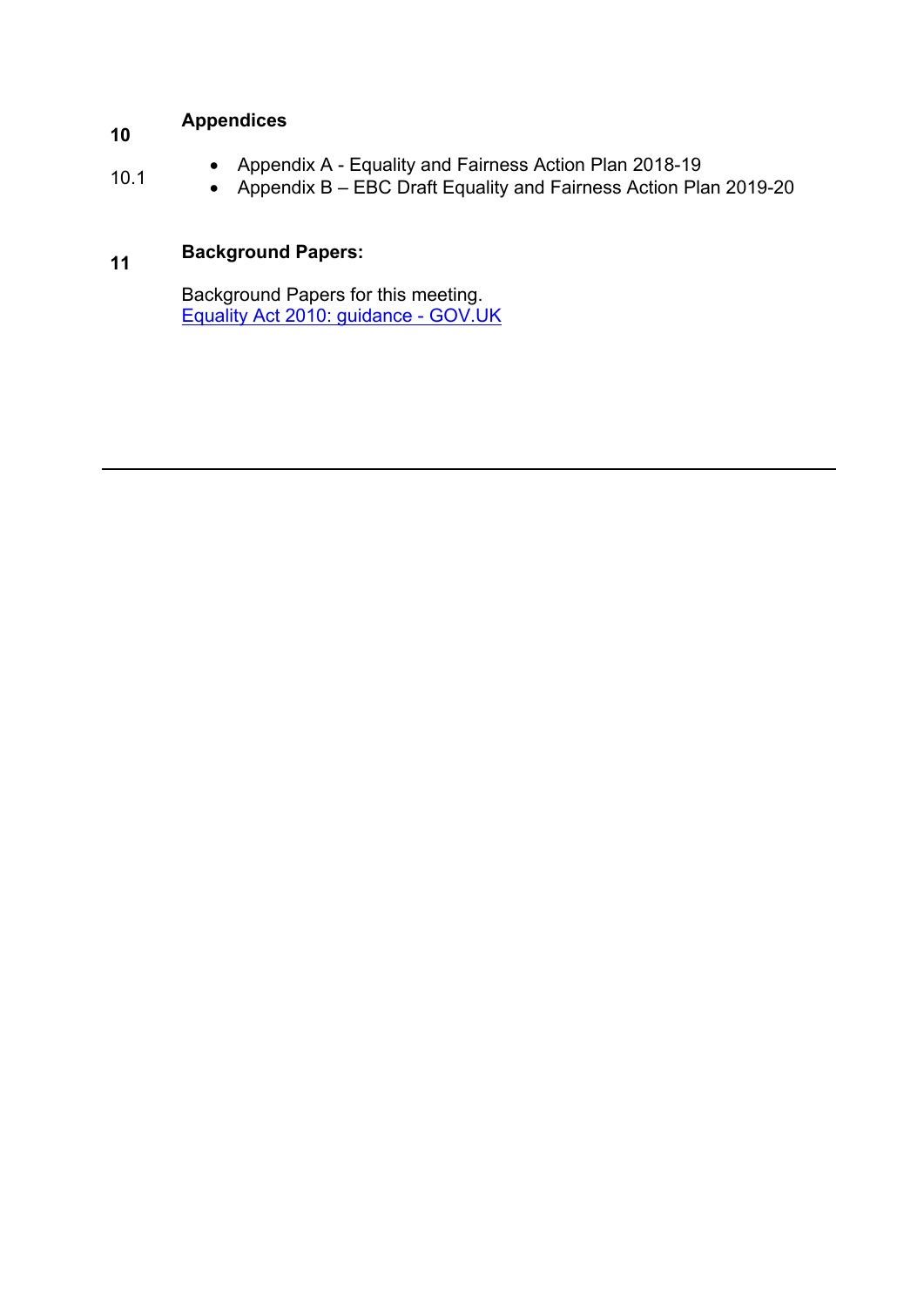## 10 Appendices

10.1

- Appendix A - Equality and Fairness Action Plan 2018-19
- Appendix B – EBC Draft Equality and Fairness Action Plan 2019-20

## 11 Background Papers:

Background Papers for this meeting.
Equality Act 2010: guidance - GOV.UK

---